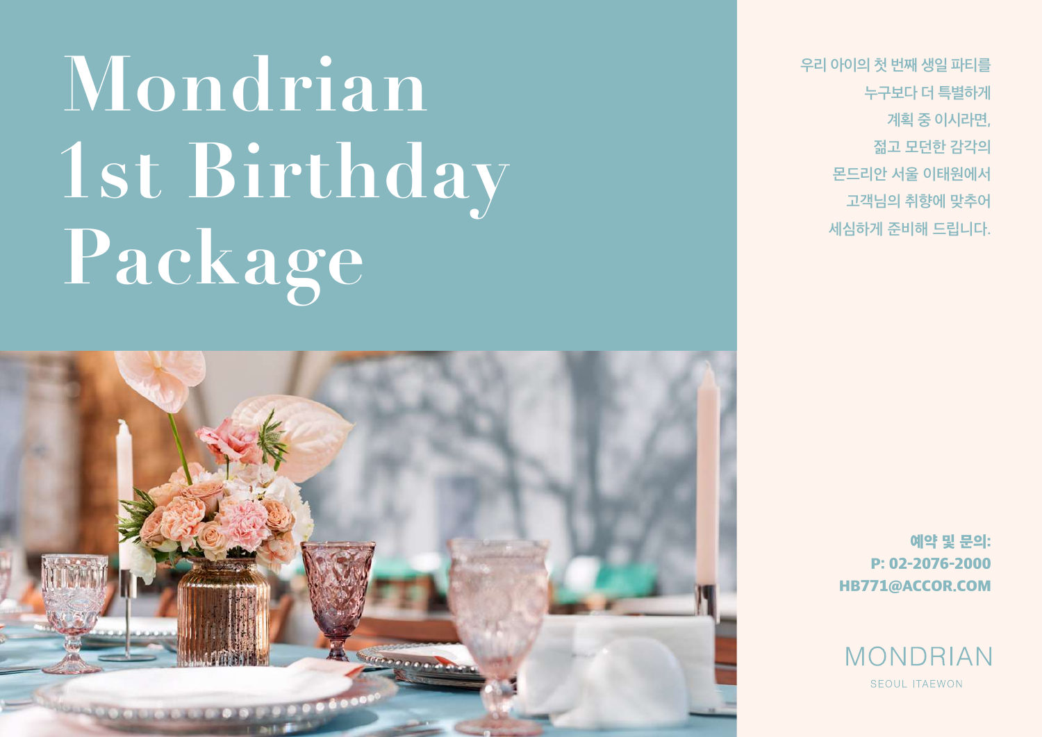# Mondrian 1st Birthday Package

우리 아이의 첫 번째 생일 파티를
누구보다 더 특별하게
계획 중 이시라면,
젊고 모던한 감각의
몬드리안 서울 이태원에서
고객님의 취향에 맞추어
세심하게 준비해 드립니다.

**예약 및 문의:**
**P: 02-2076-2000**
**HB771@ACCOR.COM**

MONDRIAN
SEOUL ITAEWON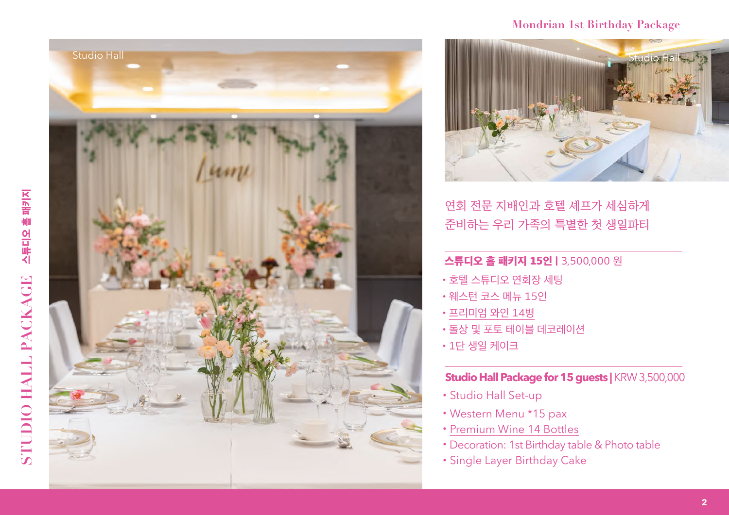## Mondrian 1st Birthday Package

연회 전문 지배인과 호텔 셰프가 세심하게
준비하는 우리 가족의 특별한 첫 생일파티

**스튜디오 홀 패키지 15인 |** 3,500,000 원

- 호텔 스튜디오 연회장 세팅
- 웨스턴 코스 메뉴 15인
- 프리미엄 와인 14병
- 돌상 및 포토 테이블 데코레이션
- 1단 생일 케이크

**Studio Hall Package for 15 guests |** KRW 3,500,000

- Studio Hall Set-up
- Western Menu *15 pax
- Premium Wine 14 Bottles
- Decoration: 1st Birthday table & Photo table
- Single Layer Birthday Cake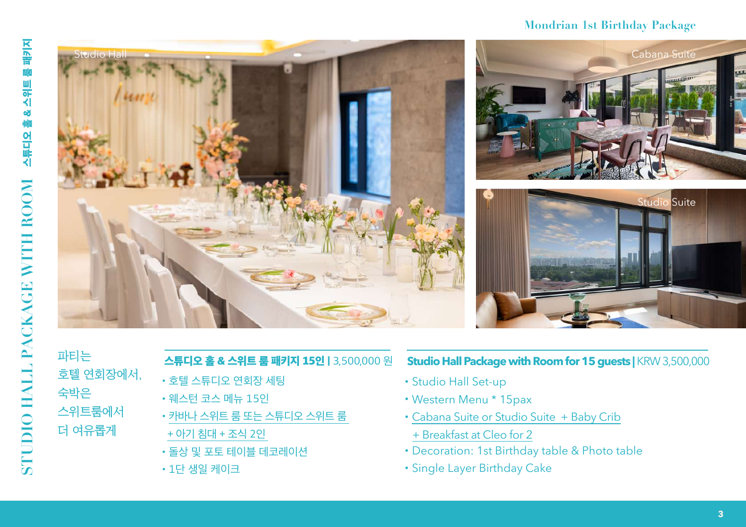# STUDIO HALL PACKAGE WITH ROOM 스튜디오 홀 & 스위트 룸 패키지

Mondrian 1st Birthday Package

Studio Hall

Cabana Suite

Studio Suite

파티는
호텔 연회장에서,
숙박은
스위트룸에서
더 여유롭게

**스튜디오 홀 & 스위트 룸 패키지 15인 |** 3,500,000 원

- 호텔 스튜디오 연회장 세팅
- 웨스턴 코스 메뉴 15인
- 카바나 스위트 룸 또는 스튜디오 스위트 룸 + 아기 침대 + 조식 2인
- 돌상 및 포토 테이블 데코레이션
- 1단 생일 케이크

**Studio Hall Package with Room for 15 guests |** KRW 3,500,000

- Studio Hall Set-up
- Western Menu * 15pax
- Cabana Suite or Studio Suite + Baby Crib + Breakfast at Cleo for 2
- Decoration: 1st Birthday table & Photo table
- Single Layer Birthday Cake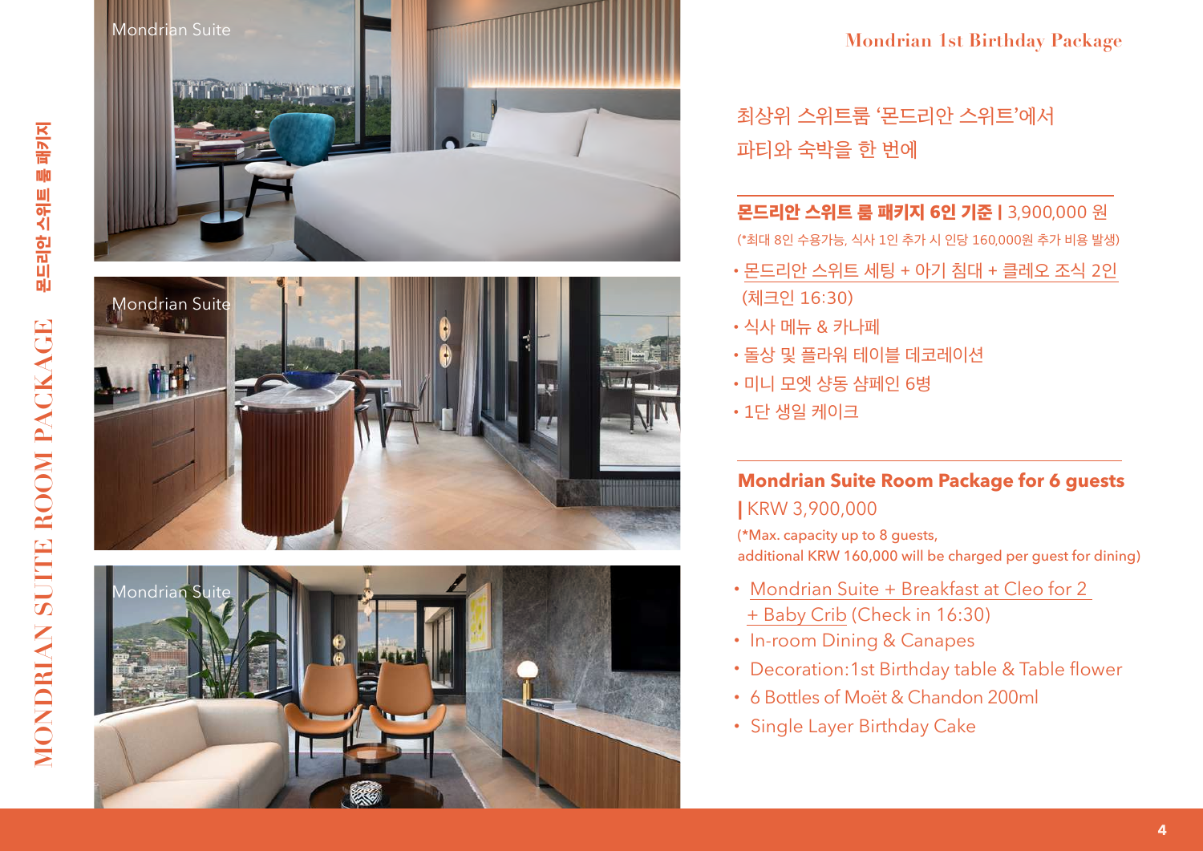MONDRIAN SUITE ROOM PACKAGE 몬드리안 스위트 룸 패키지

Mondrian Suite

Mondrian Suite

Mondrian Suite

## Mondrian 1st Birthday Package

최상위 스위트룸 '몬드리안 스위트'에서
파티와 숙박을 한 번에

**몬드리안 스위트 룸 패키지 6인 기준 |** 3,900,000 원

(*최대 8인 수용가능, 식사 1인 추가 시 인당 160,000원 추가 비용 발생)

- 몬드리안 스위트 세팅 + 아기 침대 + 클레오 조식 2인 (체크인 16:30)
- 식사 메뉴 & 카나페
- 돌상 및 플라워 테이블 데코레이션
- 미니 모엣 샹동 샴페인 6병
- 1단 생일 케이크

**Mondrian Suite Room Package for 6 guests**
**|** KRW 3,900,000

(*Max. capacity up to 8 guests,
additional KRW 160,000 will be charged per guest for dining)

- Mondrian Suite + Breakfast at Cleo for 2 + Baby Crib (Check in 16:30)
- In-room Dining & Canapes
- Decoration: 1st Birthday table & Table flower
- 6 Bottles of Moët & Chandon 200ml
- Single Layer Birthday Cake